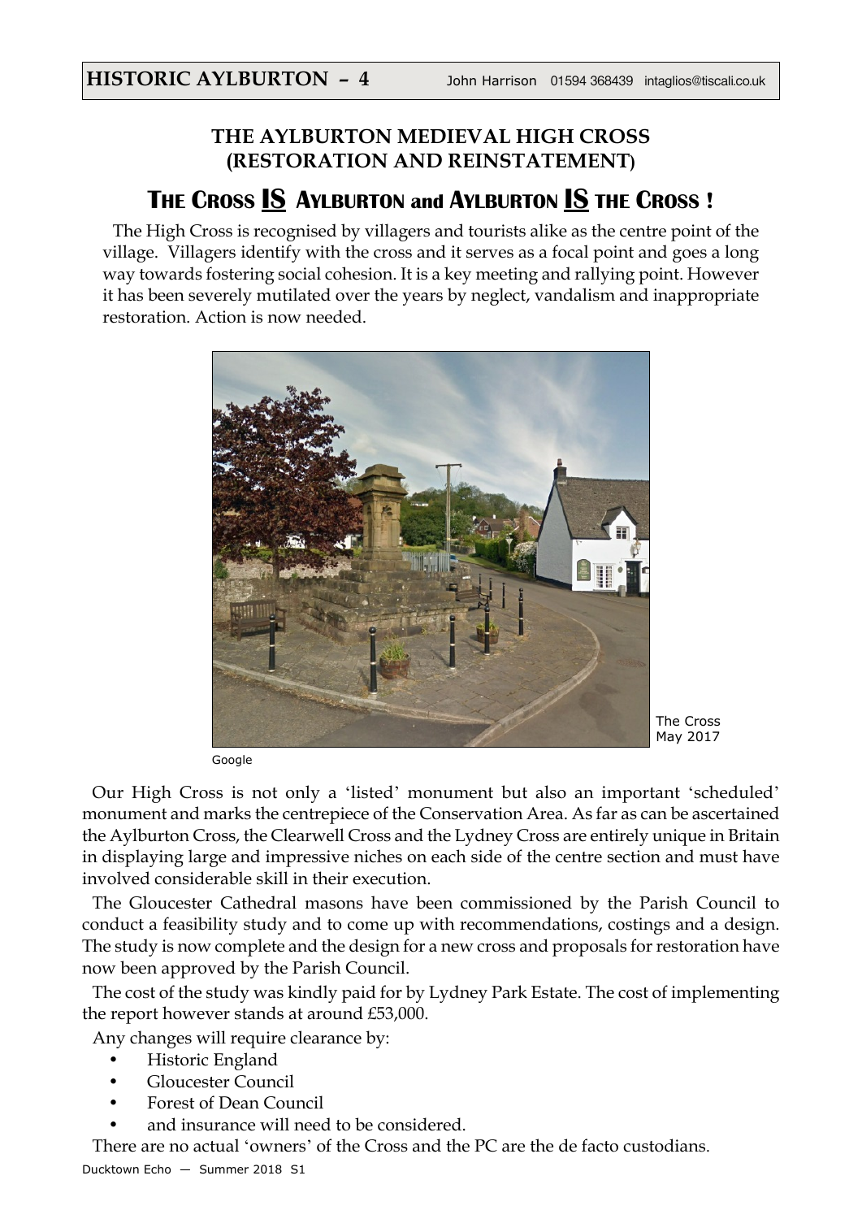**HISTORIC AYLBURTON – 4** John Harrison 01594 368439 intaglios@tiscali.co.uk

## THE AYLBURTON MEDIEVAL HIGH CROSS (RESTORATION AND REINSTATEMENT)

## THE CROSS IS AYLBURTON and AYLBURTON IS THE CROSS !

The High Cross is recognised by villagers and tourists alike as the centre point of the village. Villagers identify with the cross and it serves as a focal point and goes a long way towards fostering social cohesion. It is a key meeting and rallying point. However it has been severely mutilated over the years by neglect, vandalism and inappropriate restoration. Action is now needed.

The Cross May 2017

Google

Our High Cross is not only a 'listed' monument but also an important 'scheduled' monument and marks the centrepiece of the Conservation Area. As far as can be ascertained the Aylburton Cross, the Clearwell Cross and the Lydney Cross are entirely unique in Britain in displaying large and impressive niches on each side of the centre section and must have involved considerable skill in their execution.

The Gloucester Cathedral masons have been commissioned by the Parish Council to conduct a feasibility study and to come up with recommendations, costings and a design. The study is now complete and the design for a new cross and proposals for restoration have now been approved by the Parish Council.

The cost of the study was kindly paid for by Lydney Park Estate. The cost of implementing the report however stands at around £53,000.

Any changes will require clearance by:

- Historic England
- Gloucester Council
- Forest of Dean Council
- and insurance will need to be considered.

There are no actual 'owners' of the Cross and the PC are the de facto custodians.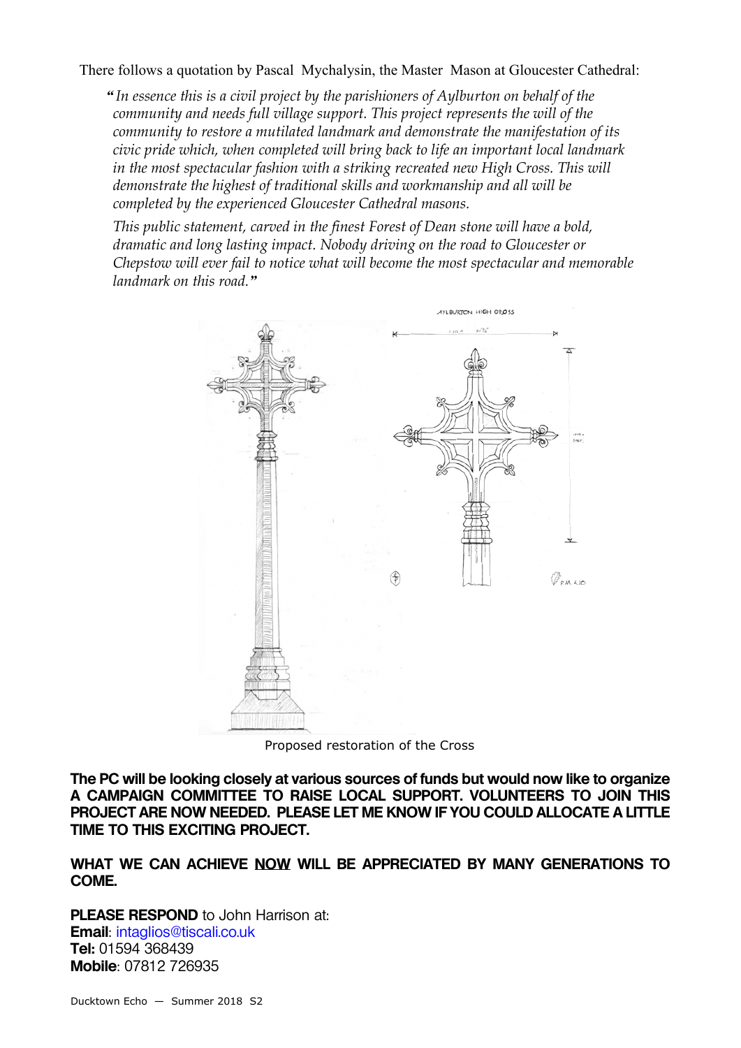There follows a quotation by Pascal Mychalysin, the Master Mason at Gloucester Cathedral:

> *"In essence this is a civil project by the parishioners of Aylburton on behalf of the community and needs full village support. This project represents the will of the community to restore a mutilated landmark and demonstrate the manifestation of its civic pride which, when completed will bring back to life an important local landmark in the most spectacular fashion with a striking recreated new High Cross. This will demonstrate the highest of traditional skills and workmanship and all will be completed by the experienced Gloucester Cathedral masons.*
>
> *This public statement, carved in the finest Forest of Dean stone will have a bold, dramatic and long lasting impact. Nobody driving on the road to Gloucester or Chepstow will ever fail to notice what will become the most spectacular and memorable landmark on this road."*

AYLBURTON HIGH CROSS

Proposed restoration of the Cross

**The PC will be looking closely at various sources of funds but would now like to organize A CAMPAIGN COMMITTEE TO RAISE LOCAL SUPPORT. VOLUNTEERS TO JOIN THIS PROJECT ARE NOW NEEDED. PLEASE LET ME KNOW IF YOU COULD ALLOCATE A LITTLE TIME TO THIS EXCITING PROJECT.**

**WHAT WE CAN ACHIEVE <u>NOW</u> WILL BE APPRECIATED BY MANY GENERATIONS TO COME.**

**PLEASE RESPOND** to John Harrison at:
**Email**: intaglios@tiscali.co.uk
**Tel:** 01594 368439
**Mobile**: 07812 726935